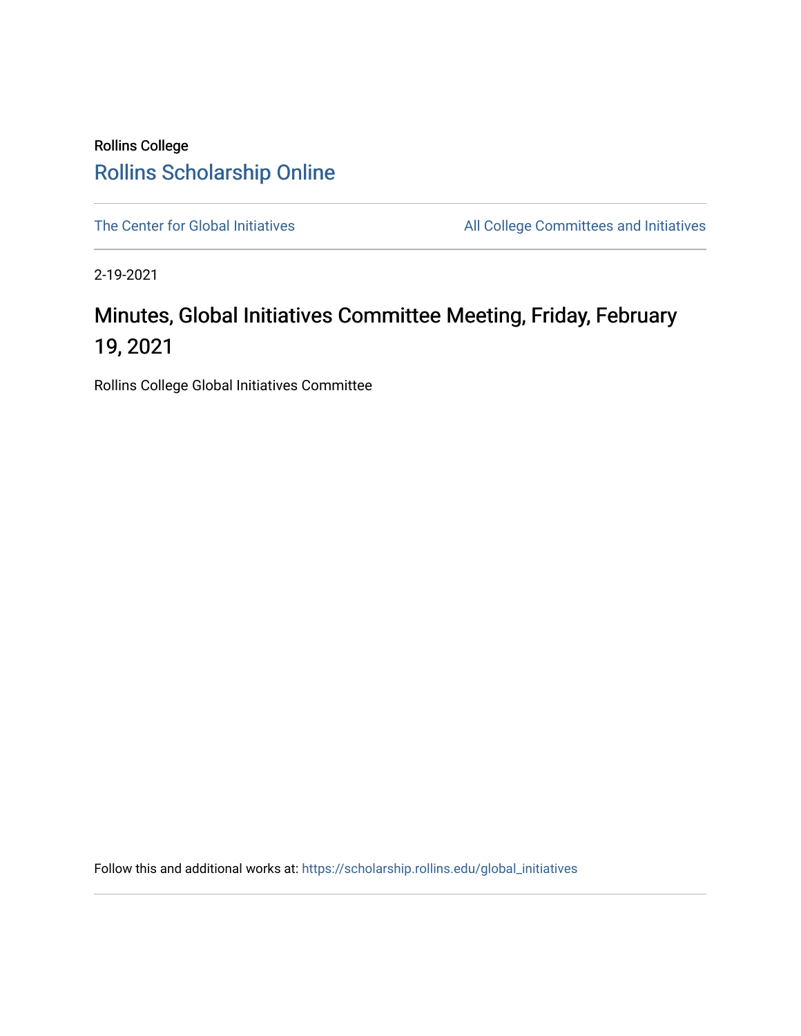Rollins College

Rollins Scholarship Online

The Center for Global Initiatives

All College Committees and Initiatives

2-19-2021

# Minutes, Global Initiatives Committee Meeting, Friday, February 19, 2021

Rollins College Global Initiatives Committee

Follow this and additional works at: https://scholarship.rollins.edu/global_initiatives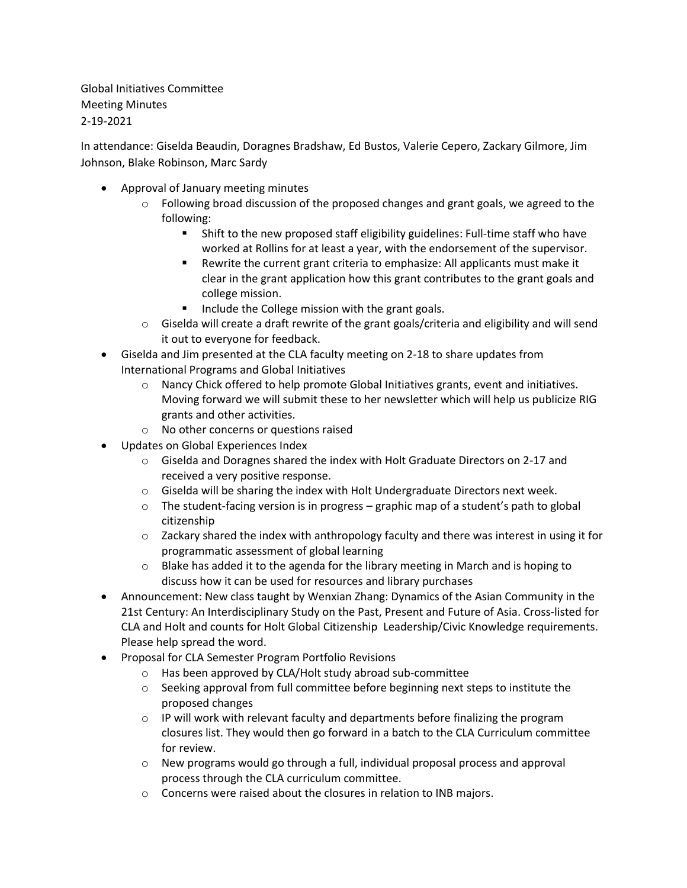Global Initiatives Committee
Meeting Minutes
2-19-2021

In attendance: Giselda Beaudin, Doragnes Bradshaw, Ed Bustos, Valerie Cepero, Zackary Gilmore, Jim Johnson, Blake Robinson, Marc Sardy

- Approval of January meeting minutes
  - Following broad discussion of the proposed changes and grant goals, we agreed to the following:
    - Shift to the new proposed staff eligibility guidelines: Full-time staff who have worked at Rollins for at least a year, with the endorsement of the supervisor.
    - Rewrite the current grant criteria to emphasize: All applicants must make it clear in the grant application how this grant contributes to the grant goals and college mission.
    - Include the College mission with the grant goals.
  - Giselda will create a draft rewrite of the grant goals/criteria and eligibility and will send it out to everyone for feedback.
- Giselda and Jim presented at the CLA faculty meeting on 2-18 to share updates from International Programs and Global Initiatives
  - Nancy Chick offered to help promote Global Initiatives grants, event and initiatives. Moving forward we will submit these to her newsletter which will help us publicize RIG grants and other activities.
  - No other concerns or questions raised
- Updates on Global Experiences Index
  - Giselda and Doragnes shared the index with Holt Graduate Directors on 2-17 and received a very positive response.
  - Giselda will be sharing the index with Holt Undergraduate Directors next week.
  - The student-facing version is in progress – graphic map of a student's path to global citizenship
  - Zackary shared the index with anthropology faculty and there was interest in using it for programmatic assessment of global learning
  - Blake has added it to the agenda for the library meeting in March and is hoping to discuss how it can be used for resources and library purchases
- Announcement: New class taught by Wenxian Zhang: Dynamics of the Asian Community in the 21st Century: An Interdisciplinary Study on the Past, Present and Future of Asia. Cross-listed for CLA and Holt and counts for Holt Global Citizenship Leadership/Civic Knowledge requirements. Please help spread the word.
- Proposal for CLA Semester Program Portfolio Revisions
  - Has been approved by CLA/Holt study abroad sub-committee
  - Seeking approval from full committee before beginning next steps to institute the proposed changes
  - IP will work with relevant faculty and departments before finalizing the program closures list. They would then go forward in a batch to the CLA Curriculum committee for review.
  - New programs would go through a full, individual proposal process and approval process through the CLA curriculum committee.
  - Concerns were raised about the closures in relation to INB majors.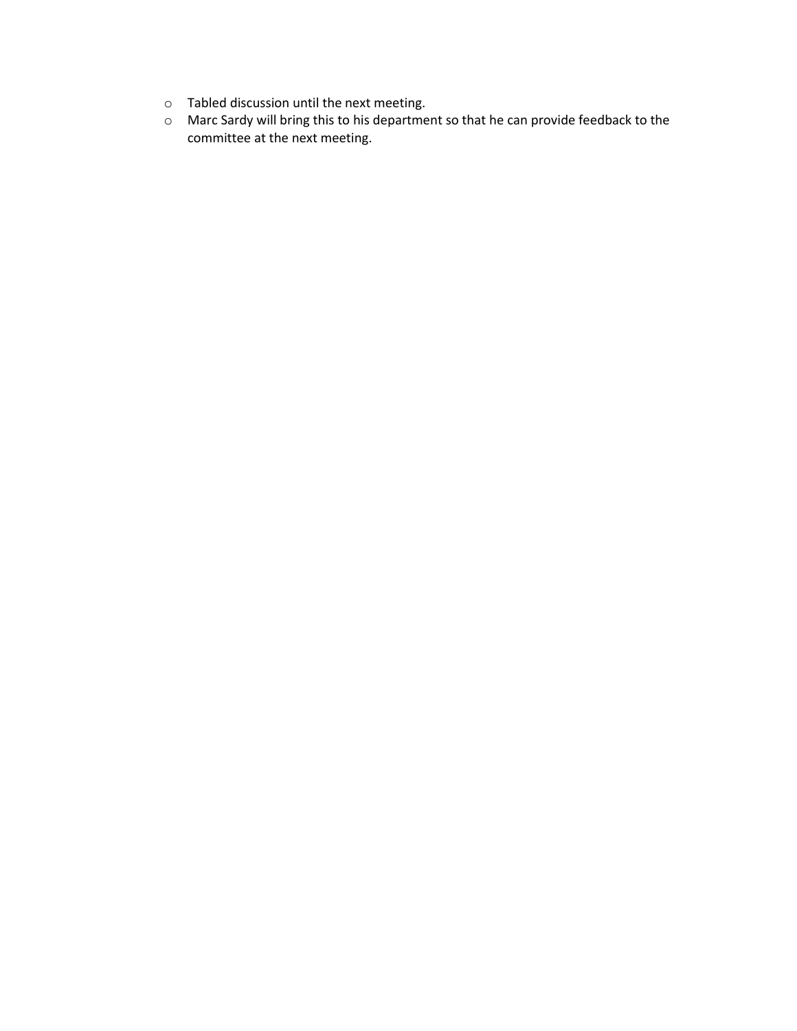- Tabled discussion until the next meeting.
- Marc Sardy will bring this to his department so that he can provide feedback to the committee at the next meeting.